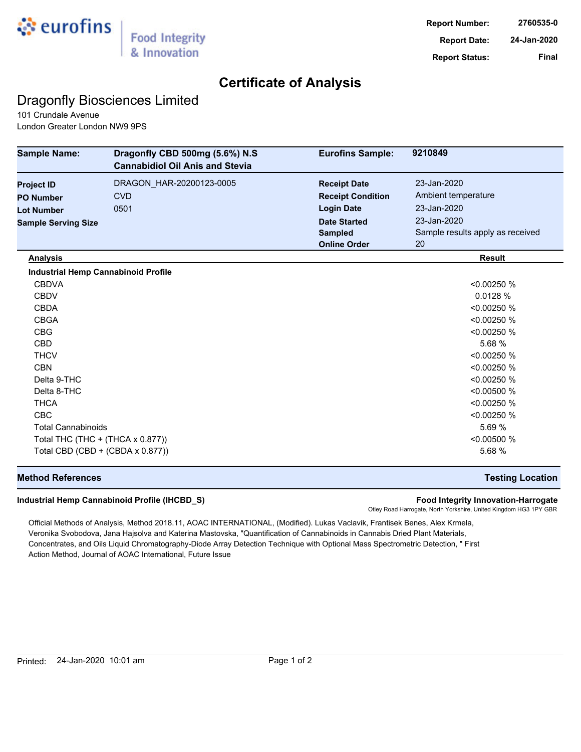eurofins | Food Integrity & Innovation

**Report Number:** 2760535-0
**Report Date:** 24-Jan-2020
**Report Status:** Final

# Certificate of Analysis

## Dragonfly Biosciences Limited

101 Crundale Avenue
London Greater London NW9 9PS

| **Sample Name:** | **Dragonfly CBD 500mg (5.6%) N.S Cannabidiol Oil Anis and Stevia** | **Eurofins Sample:** | **9210849** |
|---|---|---|---|
| **Project ID** | DRAGON_HAR-20200123-0005 | **Receipt Date** | 23-Jan-2020 |
| **PO Number** | CVD | **Receipt Condition** | Ambient temperature |
| **Lot Number** | 0501 | **Login Date** | 23-Jan-2020 |
| **Sample Serving Size** | | **Date Started** | 23-Jan-2020 |
| | | **Sampled** | Sample results apply as received |
| | | **Online Order** | 20 |

| **Analysis** | **Result** |
|---|---|
| **Industrial Hemp Cannabinoid Profile** | |
| CBDVA | <0.00250 % |
| CBDV | 0.0128 % |
| CBDA | <0.00250 % |
| CBGA | <0.00250 % |
| CBG | <0.00250 % |
| CBD | 5.68 % |
| THCV | <0.00250 % |
| CBN | <0.00250 % |
| Delta 9-THC | <0.00250 % |
| Delta 8-THC | <0.00500 % |
| THCA | <0.00250 % |
| CBC | <0.00250 % |
| Total Cannabinoids | 5.69 % |
| Total THC (THC + (THCA x 0.877)) | <0.00500 % |
| Total CBD (CBD + (CBDA x 0.877)) | 5.68 % |

| **Method References** | **Testing Location** |
|---|---|
| **Industrial Hemp Cannabinoid Profile (IHCBD_S)** | **Food Integrity Innovation-Harrogate** Otley Road Harrogate, North Yorkshire, United Kingdom HG3 1PY GBR |

Official Methods of Analysis, Method 2018.11, AOAC INTERNATIONAL, (Modified). Lukas Vaclavik, Frantisek Benes, Alex Krmela, Veronika Svobodova, Jana Hajsolva and Katerina Mastovska, "Quantification of Cannabinoids in Cannabis Dried Plant Materials, Concentrates, and Oils Liquid Chromatography-Diode Array Detection Technique with Optional Mass Spectrometric Detection, " First Action Method, Journal of AOAC International, Future Issue

Printed: 24-Jan-2020 10:01 am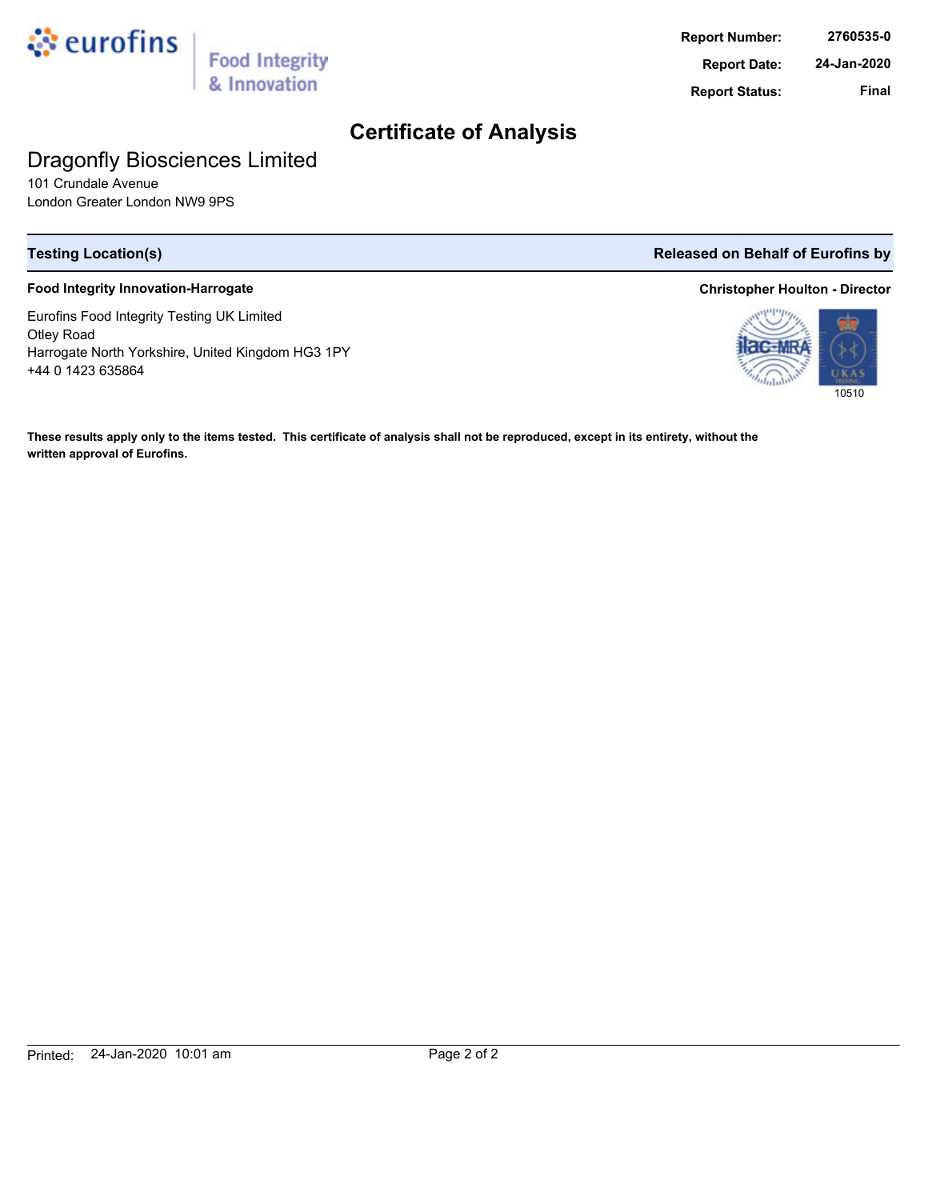eurofins | Food Integrity & Innovation

**Report Number:** 2760535-0
**Report Date:** 24-Jan-2020
**Report Status:** Final

# Certificate of Analysis

## Dragonfly Biosciences Limited

101 Crundale Avenue
London Greater London NW9 9PS

| Testing Location(s) | Released on Behalf of Eurofins by |
| --- | --- |
| **Food Integrity Innovation-Harrogate** | **Christopher Houlton - Director** |

Eurofins Food Integrity Testing UK Limited
Otley Road
Harrogate North Yorkshire, United Kingdom HG3 1PY
+44 0 1423 635864

ilac-MRA UKAS TESTING 10510

**These results apply only to the items tested. This certificate of analysis shall not be reproduced, except in its entirety, without the written approval of Eurofins.**

Printed: 24-Jan-2020 10:01 am